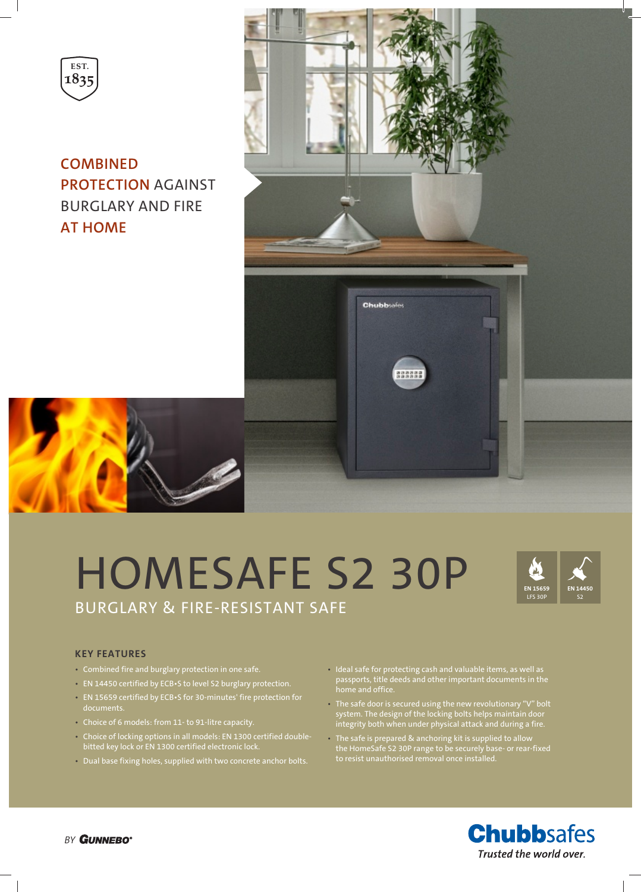EST. 1835

**COMBINED PROTECTION** AGAINST BURGLARY AND FIRE **AT HOME**

# HOMESAFE S2 30P

## BURGLARY & FIRE-RESISTANT SAFE

EN 15659 LFS 30P

EN 14450 S2

### KEY FEATURES

- Combined fire and burglary protection in one safe.
- EN 14450 certified by ECB•S to level S2 burglary protection.
- EN 15659 certified by ECB•S for 30-minutes' fire protection for documents.
- Choice of 6 models: from 11- to 91-litre capacity.
- Choice of locking options in all models: EN 1300 certified double-bitted key lock or EN 1300 certified electronic lock.
- Dual base fixing holes, supplied with two concrete anchor bolts.
- Ideal safe for protecting cash and valuable items, as well as passports, title deeds and other important documents in the home and office.
- The safe door is secured using the new revolutionary "V" bolt system. The design of the locking bolts helps maintain door integrity both when under physical attack and during a fire.
- The safe is prepared & anchoring kit is supplied to allow the HomeSafe S2 30P range to be securely base- or rear-fixed to resist unauthorised removal once installed.

BY GUNNEBO®

**Chubbsafes**

*Trusted the world over.*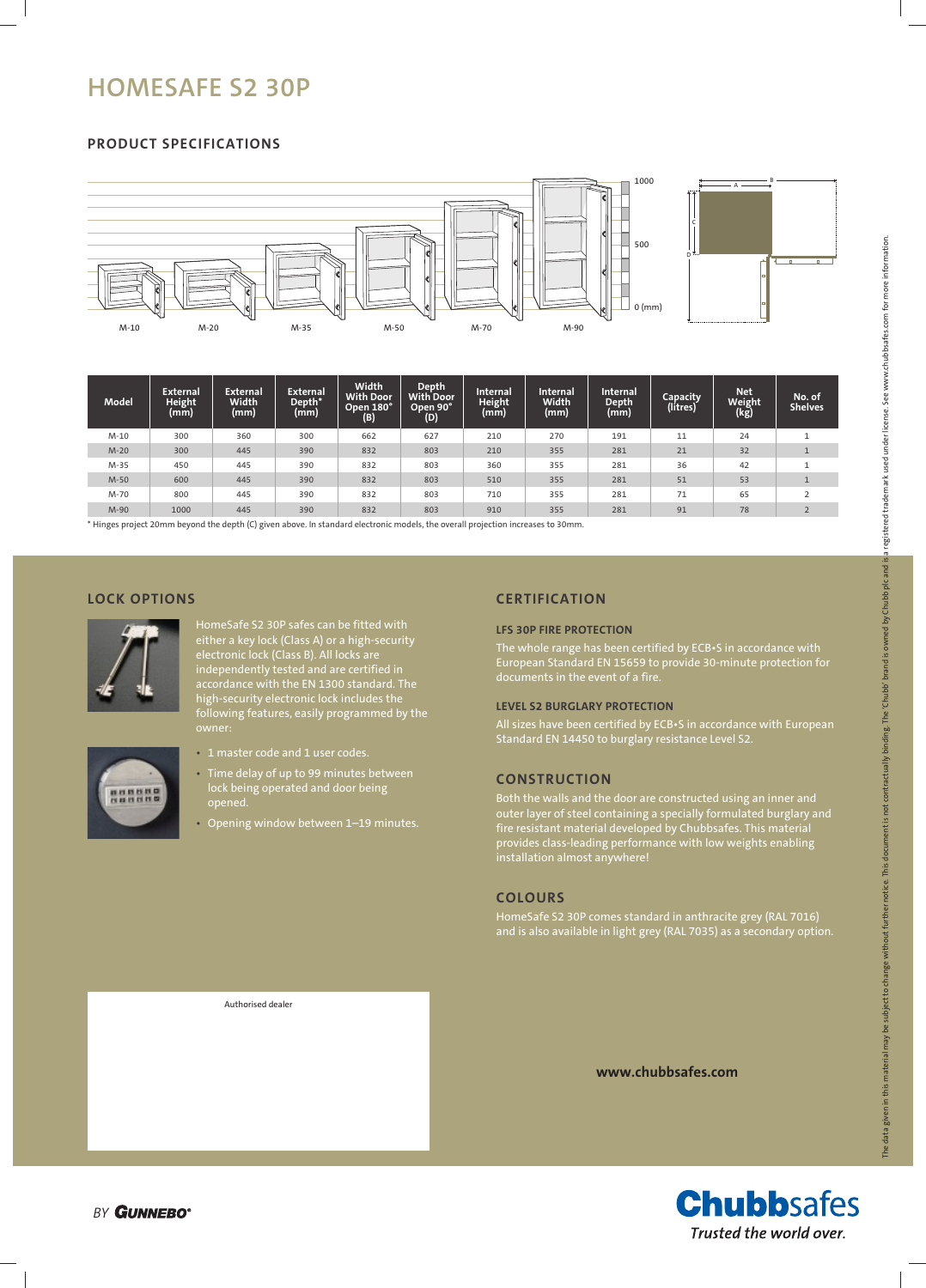# HOMESAFE S2 30P

## PRODUCT SPECIFICATIONS

1000

500

0 (mm)

M-10 M-20 M-35 M-50 M-70 M-90

A B C D

| Model | External Height (mm) | External Width (mm) | External Depth* (mm) | Width With Door Open 180° (B) | Depth With Door Open 90° (D) | Internal Height (mm) | Internal Width (mm) | Internal Depth (mm) | Capacity (litres) | Net Weight (kg) | No. of Shelves |
|---|---|---|---|---|---|---|---|---|---|---|---|
| M-10 | 300 | 360 | 300 | 662 | 627 | 210 | 270 | 191 | 11 | 24 | 1 |
| M-20 | 300 | 445 | 390 | 832 | 803 | 210 | 355 | 281 | 21 | 32 | 1 |
| M-35 | 450 | 445 | 390 | 832 | 803 | 360 | 355 | 281 | 36 | 42 | 1 |
| M-50 | 600 | 445 | 390 | 832 | 803 | 510 | 355 | 281 | 51 | 53 | 1 |
| M-70 | 800 | 445 | 390 | 832 | 803 | 710 | 355 | 281 | 71 | 65 | 2 |
| M-90 | 1000 | 445 | 390 | 832 | 803 | 910 | 355 | 281 | 91 | 78 | 2 |

\* Hinges project 20mm beyond the depth (C) given above. In standard electronic models, the overall projection increases to 30mm.

## LOCK OPTIONS

HomeSafe S2 30P safes can be fitted with either a key lock (Class A) or a high-security electronic lock (Class B). All locks are independently tested and are certified in accordance with the EN 1300 standard. The high-security electronic lock includes the following features, easily programmed by the owner:

- 1 master code and 1 user codes.
- Time delay of up to 99 minutes between lock being operated and door being opened.
- Opening window between 1–19 minutes.

## CERTIFICATION

### LFS 30P FIRE PROTECTION

The whole range has been certified by ECB•S in accordance with European Standard EN 15659 to provide 30-minute protection for documents in the event of a fire.

### LEVEL S2 BURGLARY PROTECTION

All sizes have been certified by ECB•S in accordance with European Standard EN 14450 to burglary resistance Level S2.

## CONSTRUCTION

Both the walls and the door are constructed using an inner and outer layer of steel containing a specially formulated burglary and fire resistant material developed by Chubbsafes. This material provides class-leading performance with low weights enabling installation almost anywhere!

## COLOURS

HomeSafe S2 30P comes standard in anthracite grey (RAL 7016) and is also available in light grey (RAL 7035) as a secondary option.

Authorised dealer

**www.chubbsafes.com**

The data given in this material may be subject to change without further notice. This document is not contractually binding. The 'Chubb' brand is owned by Chubb plc and is a registered trademark used under license. See www.chubbsafes.com for more information.

BY GUNNEBO®

Chubbsafes

*Trusted the world over.*